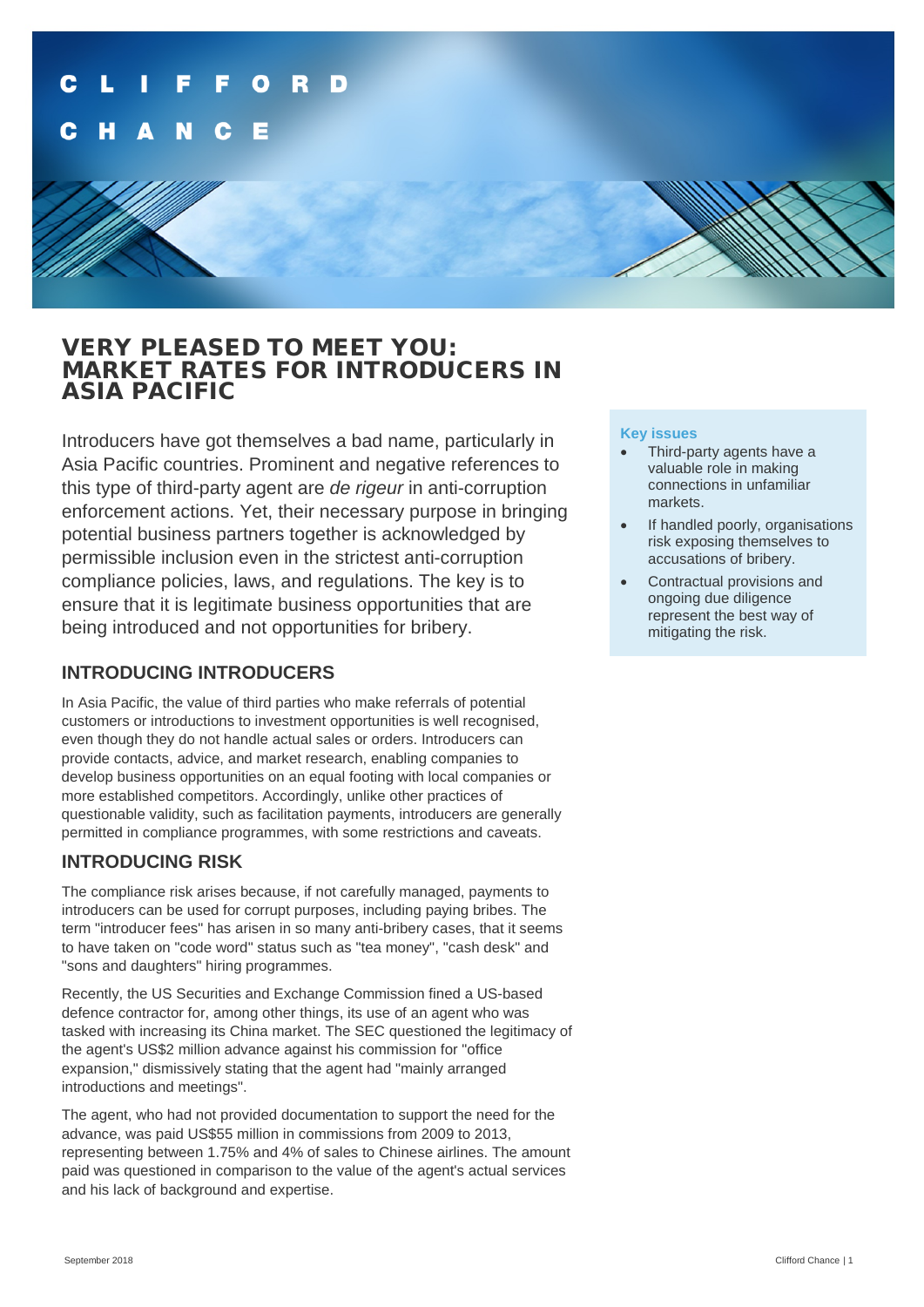# VERY PLEASED TO MEET YOU: MARKET RATES FOR INTRODUCERS IN ASIA PACIFIC

Introducers have got themselves a bad name, particularly in Asia Pacific countries. Prominent and negative references to this type of third-party agent are *de rigeur* in anti-corruption enforcement actions. Yet, their necessary purpose in bringing potential business partners together is acknowledged by permissible inclusion even in the strictest anti-corruption compliance policies, laws, and regulations. The key is to ensure that it is legitimate business opportunities that are being introduced and not opportunities for bribery.

**Key issues**

- Third-party agents have a valuable role in making connections in unfamiliar markets.
- If handled poorly, organisations risk exposing themselves to accusations of bribery.
- Contractual provisions and ongoing due diligence represent the best way of mitigating the risk.

## INTRODUCING INTRODUCERS

In Asia Pacific, the value of third parties who make referrals of potential customers or introductions to investment opportunities is well recognised, even though they do not handle actual sales or orders. Introducers can provide contacts, advice, and market research, enabling companies to develop business opportunities on an equal footing with local companies or more established competitors. Accordingly, unlike other practices of questionable validity, such as facilitation payments, introducers are generally permitted in compliance programmes, with some restrictions and caveats.

## INTRODUCING RISK

The compliance risk arises because, if not carefully managed, payments to introducers can be used for corrupt purposes, including paying bribes. The term "introducer fees" has arisen in so many anti-bribery cases, that it seems to have taken on "code word" status such as "tea money", "cash desk" and "sons and daughters" hiring programmes.

Recently, the US Securities and Exchange Commission fined a US-based defence contractor for, among other things, its use of an agent who was tasked with increasing its China market. The SEC questioned the legitimacy of the agent's US$2 million advance against his commission for "office expansion," dismissively stating that the agent had "mainly arranged introductions and meetings".

The agent, who had not provided documentation to support the need for the advance, was paid US$55 million in commissions from 2009 to 2013, representing between 1.75% and 4% of sales to Chinese airlines. The amount paid was questioned in comparison to the value of the agent's actual services and his lack of background and expertise.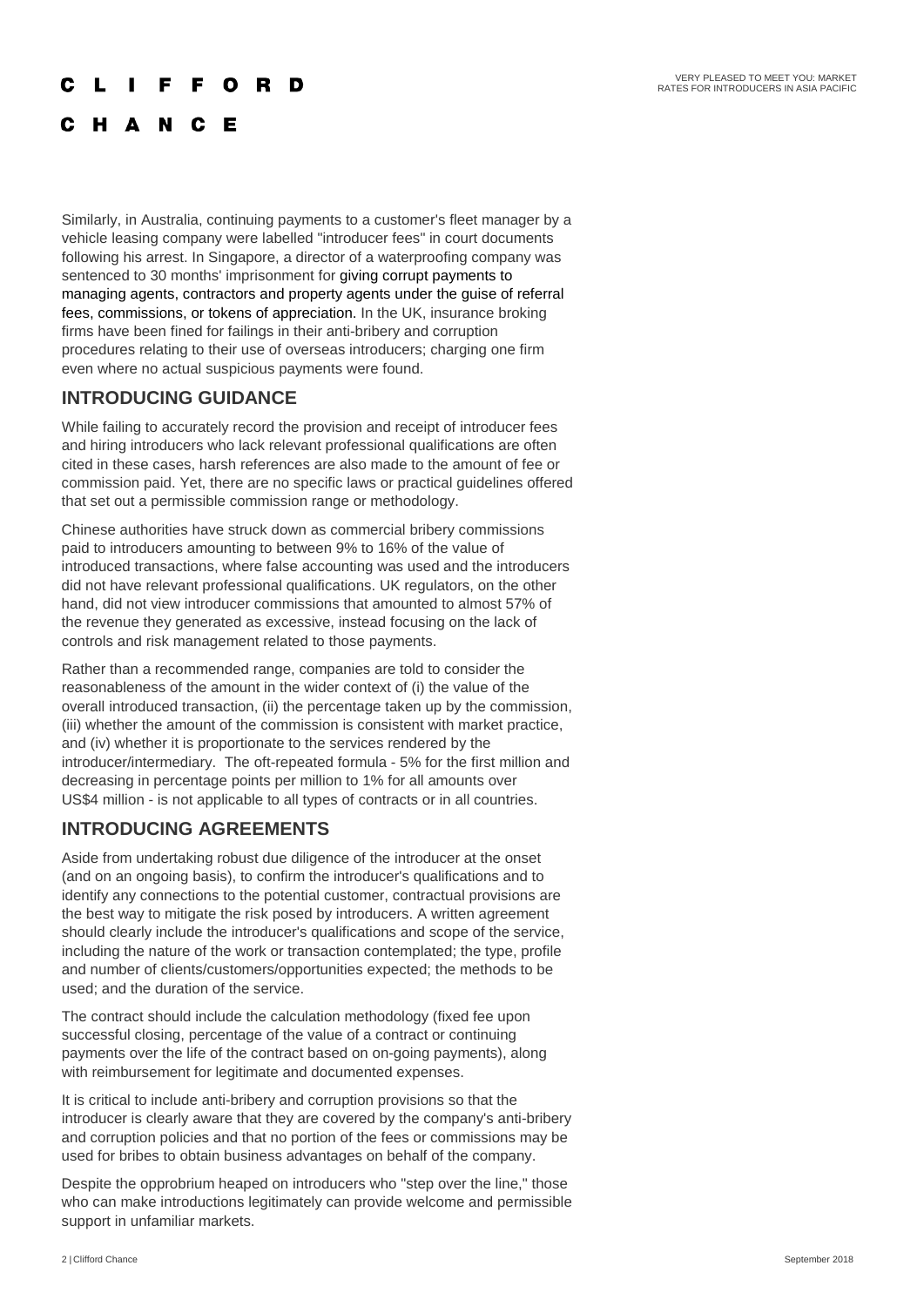Similarly, in Australia, continuing payments to a customer's fleet manager by a vehicle leasing company were labelled "introducer fees" in court documents following his arrest. In Singapore, a director of a waterproofing company was sentenced to 30 months' imprisonment for giving corrupt payments to managing agents, contractors and property agents under the guise of referral fees, commissions, or tokens of appreciation. In the UK, insurance broking firms have been fined for failings in their anti-bribery and corruption procedures relating to their use of overseas introducers; charging one firm even where no actual suspicious payments were found.

## INTRODUCING GUIDANCE

While failing to accurately record the provision and receipt of introducer fees and hiring introducers who lack relevant professional qualifications are often cited in these cases, harsh references are also made to the amount of fee or commission paid. Yet, there are no specific laws or practical guidelines offered that set out a permissible commission range or methodology.

Chinese authorities have struck down as commercial bribery commissions paid to introducers amounting to between 9% to 16% of the value of introduced transactions, where false accounting was used and the introducers did not have relevant professional qualifications. UK regulators, on the other hand, did not view introducer commissions that amounted to almost 57% of the revenue they generated as excessive, instead focusing on the lack of controls and risk management related to those payments.

Rather than a recommended range, companies are told to consider the reasonableness of the amount in the wider context of (i) the value of the overall introduced transaction, (ii) the percentage taken up by the commission, (iii) whether the amount of the commission is consistent with market practice, and (iv) whether it is proportionate to the services rendered by the introducer/intermediary. The oft-repeated formula - 5% for the first million and decreasing in percentage points per million to 1% for all amounts over US$4 million - is not applicable to all types of contracts or in all countries.

## INTRODUCING AGREEMENTS

Aside from undertaking robust due diligence of the introducer at the onset (and on an ongoing basis), to confirm the introducer's qualifications and to identify any connections to the potential customer, contractual provisions are the best way to mitigate the risk posed by introducers. A written agreement should clearly include the introducer's qualifications and scope of the service, including the nature of the work or transaction contemplated; the type, profile and number of clients/customers/opportunities expected; the methods to be used; and the duration of the service.

The contract should include the calculation methodology (fixed fee upon successful closing, percentage of the value of a contract or continuing payments over the life of the contract based on on-going payments), along with reimbursement for legitimate and documented expenses.

It is critical to include anti-bribery and corruption provisions so that the introducer is clearly aware that they are covered by the company's anti-bribery and corruption policies and that no portion of the fees or commissions may be used for bribes to obtain business advantages on behalf of the company.

Despite the opprobrium heaped on introducers who "step over the line," those who can make introductions legitimately can provide welcome and permissible support in unfamiliar markets.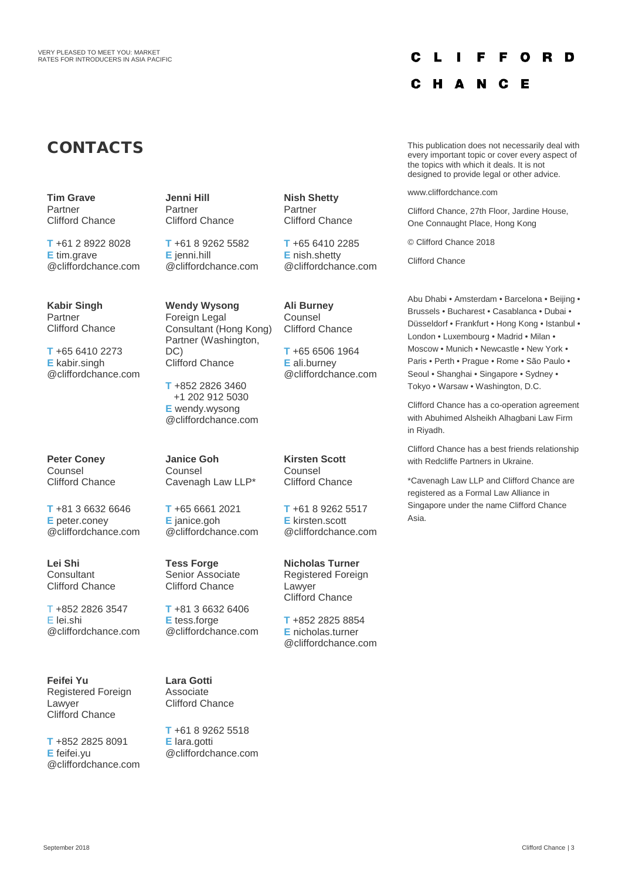# CONTACTS

**Tim Grave**
Partner
Clifford Chance

T +61 2 8922 8028
E tim.grave@cliffordchance.com

**Jenni Hill**
Partner
Clifford Chance

T +61 8 9262 5582
E jenni.hill@cliffordchance.com

**Nish Shetty**
Partner
Clifford Chance

T +65 6410 2285
E nish.shetty@cliffordchance.com

**Kabir Singh**
Partner
Clifford Chance

T +65 6410 2273
E kabir.singh@cliffordchance.com

**Wendy Wysong**
Foreign Legal Consultant (Hong Kong)
Partner (Washington, DC)
Clifford Chance

T +852 2826 3460
+1 202 912 5030
E wendy.wysong@cliffordchance.com

**Ali Burney**
Counsel
Clifford Chance

T +65 6506 1964
E ali.burney@cliffordchance.com

**Peter Coney**
Counsel
Clifford Chance

T +81 3 6632 6646
E peter.coney@cliffordchance.com

**Janice Goh**
Counsel
Cavenagh Law LLP*

T +65 6661 2021
E janice.goh@cliffordchance.com

**Kirsten Scott**
Counsel
Clifford Chance

T +61 8 9262 5517
E kirsten.scott@cliffordchance.com

**Lei Shi**
Consultant
Clifford Chance

T +852 2826 3547
E lei.shi@cliffordchance.com

**Tess Forge**
Senior Associate
Clifford Chance

T +81 3 6632 6406
E tess.forge@cliffordchance.com

**Nicholas Turner**
Registered Foreign Lawyer
Clifford Chance

T +852 2825 8854
E nicholas.turner@cliffordchance.com

**Feifei Yu**
Registered Foreign Lawyer
Clifford Chance

T +852 2825 8091
E feifei.yu@cliffordchance.com

**Lara Gotti**
Associate
Clifford Chance

T +61 8 9262 5518
E lara.gotti@cliffordchance.com

This publication does not necessarily deal with every important topic or cover every aspect of the topics with which it deals. It is not designed to provide legal or other advice.

www.cliffordchance.com

Clifford Chance, 27th Floor, Jardine House, One Connaught Place, Hong Kong

© Clifford Chance 2018

Clifford Chance

Abu Dhabi • Amsterdam • Barcelona • Beijing • Brussels • Bucharest • Casablanca • Dubai • Düsseldorf • Frankfurt • Hong Kong • Istanbul • London • Luxembourg • Madrid • Milan • Moscow • Munich • Newcastle • New York • Paris • Perth • Prague • Rome • São Paulo • Seoul • Shanghai • Singapore • Sydney • Tokyo • Warsaw • Washington, D.C.

Clifford Chance has a co-operation agreement with Abuhimed Alsheikh Alhagbani Law Firm in Riyadh.

Clifford Chance has a best friends relationship with Redcliffe Partners in Ukraine.

*Cavenagh Law LLP and Clifford Chance are registered as a Formal Law Alliance in Singapore under the name Clifford Chance Asia.